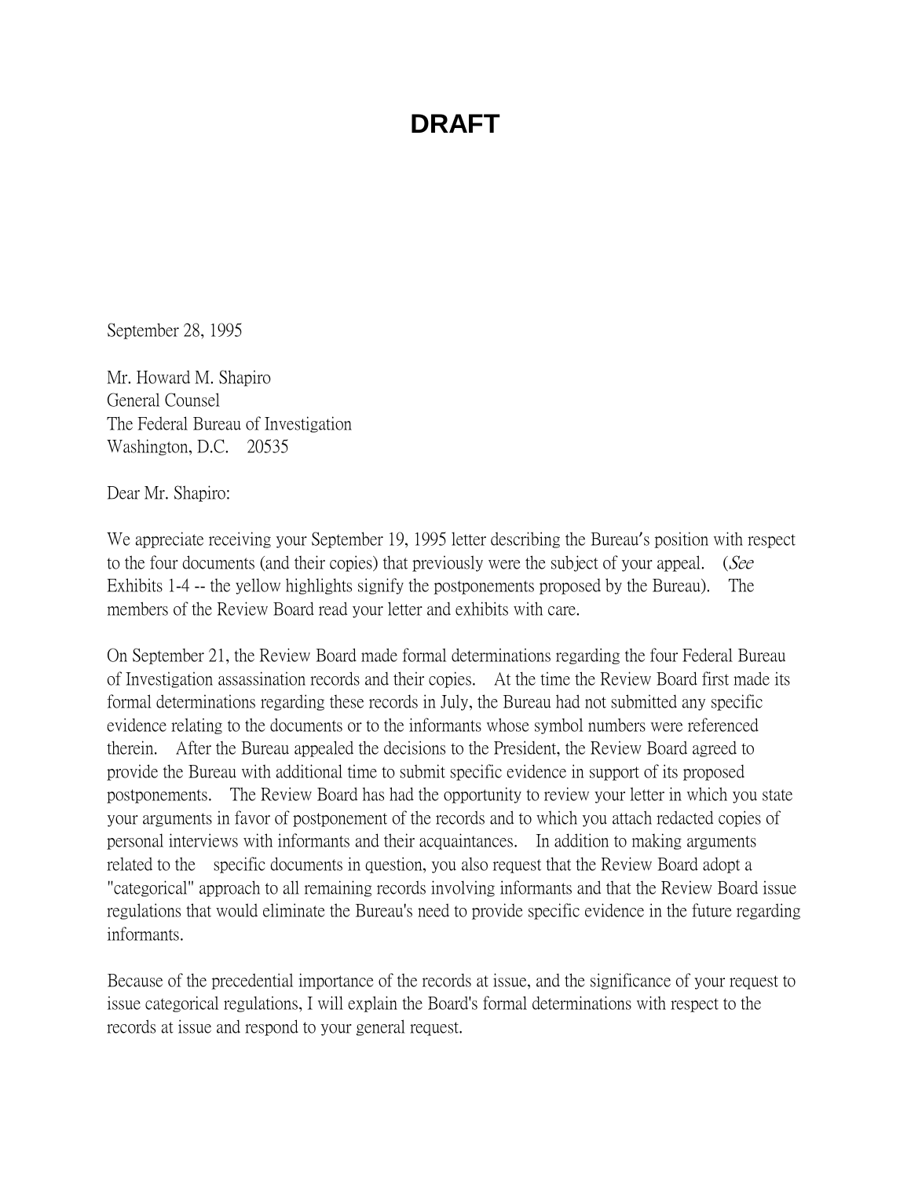# DRAFT

September 28, 1995

Mr. Howard M. Shapiro
General Counsel
The Federal Bureau of Investigation
Washington, D.C. 20535

Dear Mr. Shapiro:

We appreciate receiving your September 19, 1995 letter describing the Bureau's position with respect to the four documents (and their copies) that previously were the subject of your appeal. (*See* Exhibits 1-4 -- the yellow highlights signify the postponements proposed by the Bureau). The members of the Review Board read your letter and exhibits with care.

On September 21, the Review Board made formal determinations regarding the four Federal Bureau of Investigation assassination records and their copies. At the time the Review Board first made its formal determinations regarding these records in July, the Bureau had not submitted any specific evidence relating to the documents or to the informants whose symbol numbers were referenced therein. After the Bureau appealed the decisions to the President, the Review Board agreed to provide the Bureau with additional time to submit specific evidence in support of its proposed postponements. The Review Board has had the opportunity to review your letter in which you state your arguments in favor of postponement of the records and to which you attach redacted copies of personal interviews with informants and their acquaintances. In addition to making arguments related to the specific documents in question, you also request that the Review Board adopt a "categorical" approach to all remaining records involving informants and that the Review Board issue regulations that would eliminate the Bureau's need to provide specific evidence in the future regarding informants.

Because of the precedential importance of the records at issue, and the significance of your request to issue categorical regulations, I will explain the Board's formal determinations with respect to the records at issue and respond to your general request.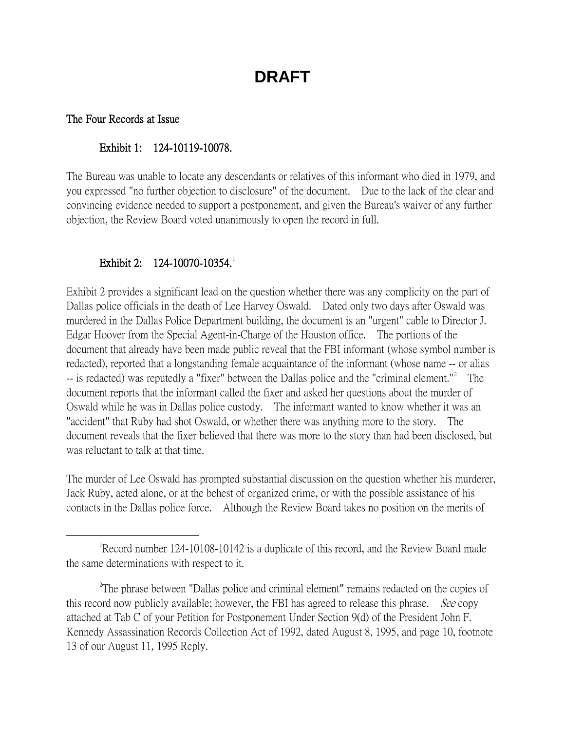# DRAFT

**The Four Records at Issue**

**Exhibit 1: 124-10119-10078.**

The Bureau was unable to locate any descendants or relatives of this informant who died in 1979, and you expressed "no further objection to disclosure" of the document. Due to the lack of the clear and convincing evidence needed to support a postponement, and given the Bureau's waiver of any further objection, the Review Board voted unanimously to open the record in full.

**Exhibit 2: 124-10070-10354.**[1]

Exhibit 2 provides a significant lead on the question whether there was any complicity on the part of Dallas police officials in the death of Lee Harvey Oswald. Dated only two days after Oswald was murdered in the Dallas Police Department building, the document is an "urgent" cable to Director J. Edgar Hoover from the Special Agent-in-Charge of the Houston office. The portions of the document that already have been made public reveal that the FBI informant (whose symbol number is redacted), reported that a longstanding female acquaintance of the informant (whose name -- or alias -- is redacted) was reputedly a "fixer" between the Dallas police and the "criminal element."[2] The document reports that the informant called the fixer and asked her questions about the murder of Oswald while he was in Dallas police custody. The informant wanted to know whether it was an "accident" that Ruby had shot Oswald, or whether there was anything more to the story. The document reveals that the fixer believed that there was more to the story than had been disclosed, but was reluctant to talk at that time.

The murder of Lee Oswald has prompted substantial discussion on the question whether his murderer, Jack Ruby, acted alone, or at the behest of organized crime, or with the possible assistance of his contacts in the Dallas police force. Although the Review Board takes no position on the merits of

---

[1] Record number 124-10108-10142 is a duplicate of this record, and the Review Board made the same determinations with respect to it.

[2] The phrase between "Dallas police and criminal element" remains redacted on the copies of this record now publicly available; however, the FBI has agreed to release this phrase. *See* copy attached at Tab C of your Petition for Postponement Under Section 9(d) of the President John F. Kennedy Assassination Records Collection Act of 1992, dated August 8, 1995, and page 10, footnote 13 of our August 11, 1995 Reply.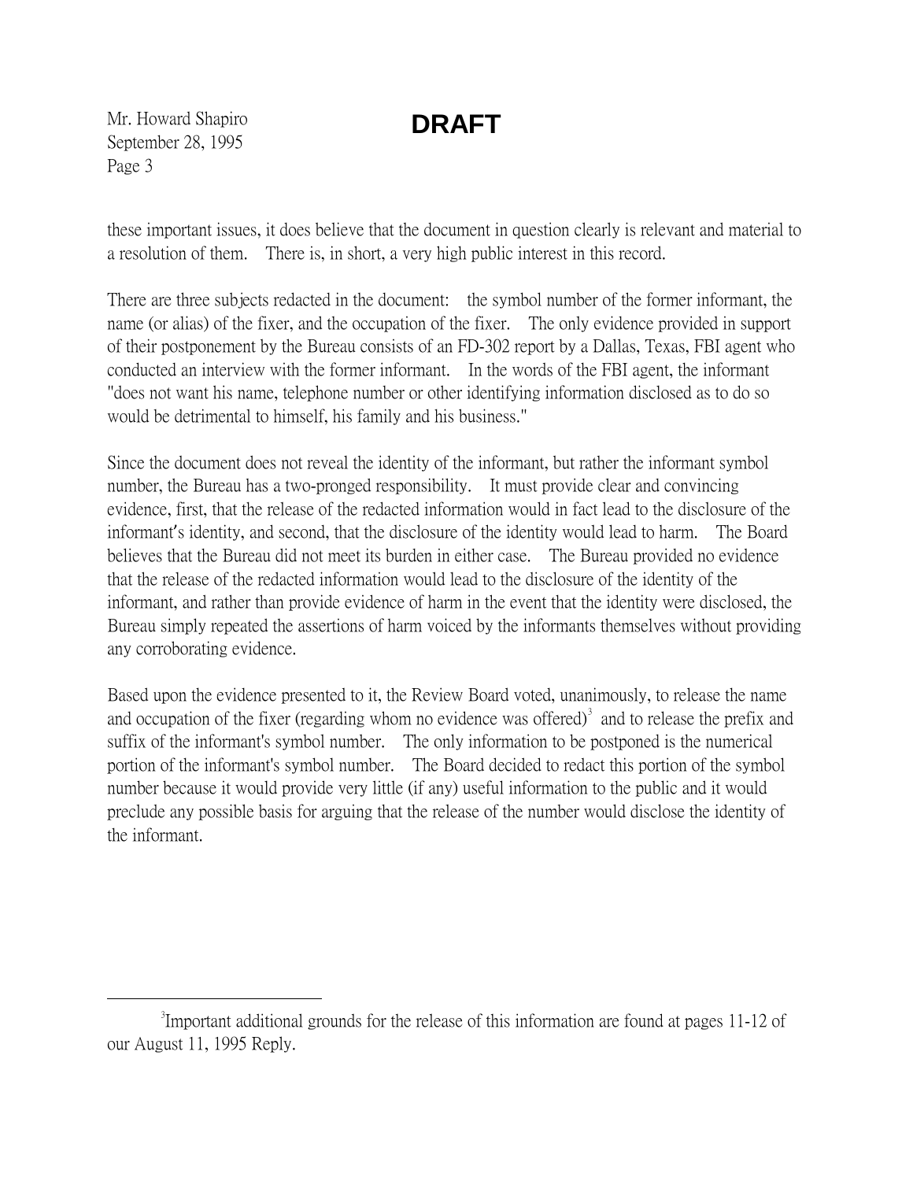**DRAFT**

these important issues, it does believe that the document in question clearly is relevant and material to a resolution of them. There is, in short, a very high public interest in this record.

There are three subjects redacted in the document: the symbol number of the former informant, the name (or alias) of the fixer, and the occupation of the fixer. The only evidence provided in support of their postponement by the Bureau consists of an FD-302 report by a Dallas, Texas, FBI agent who conducted an interview with the former informant. In the words of the FBI agent, the informant "does not want his name, telephone number or other identifying information disclosed as to do so would be detrimental to himself, his family and his business."

Since the document does not reveal the identity of the informant, but rather the informant symbol number, the Bureau has a two-pronged responsibility. It must provide clear and convincing evidence, first, that the release of the redacted information would in fact lead to the disclosure of the informant's identity, and second, that the disclosure of the identity would lead to harm. The Board believes that the Bureau did not meet its burden in either case. The Bureau provided no evidence that the release of the redacted information would lead to the disclosure of the identity of the informant, and rather than provide evidence of harm in the event that the identity were disclosed, the Bureau simply repeated the assertions of harm voiced by the informants themselves without providing any corroborating evidence.

Based upon the evidence presented to it, the Review Board voted, unanimously, to release the name and occupation of the fixer (regarding whom no evidence was offered)[3] and to release the prefix and suffix of the informant's symbol number. The only information to be postponed is the numerical portion of the informant's symbol number. The Board decided to redact this portion of the symbol number because it would provide very little (if any) useful information to the public and it would preclude any possible basis for arguing that the release of the number would disclose the identity of the informant.

---

[3] Important additional grounds for the release of this information are found at pages 11-12 of our August 11, 1995 Reply.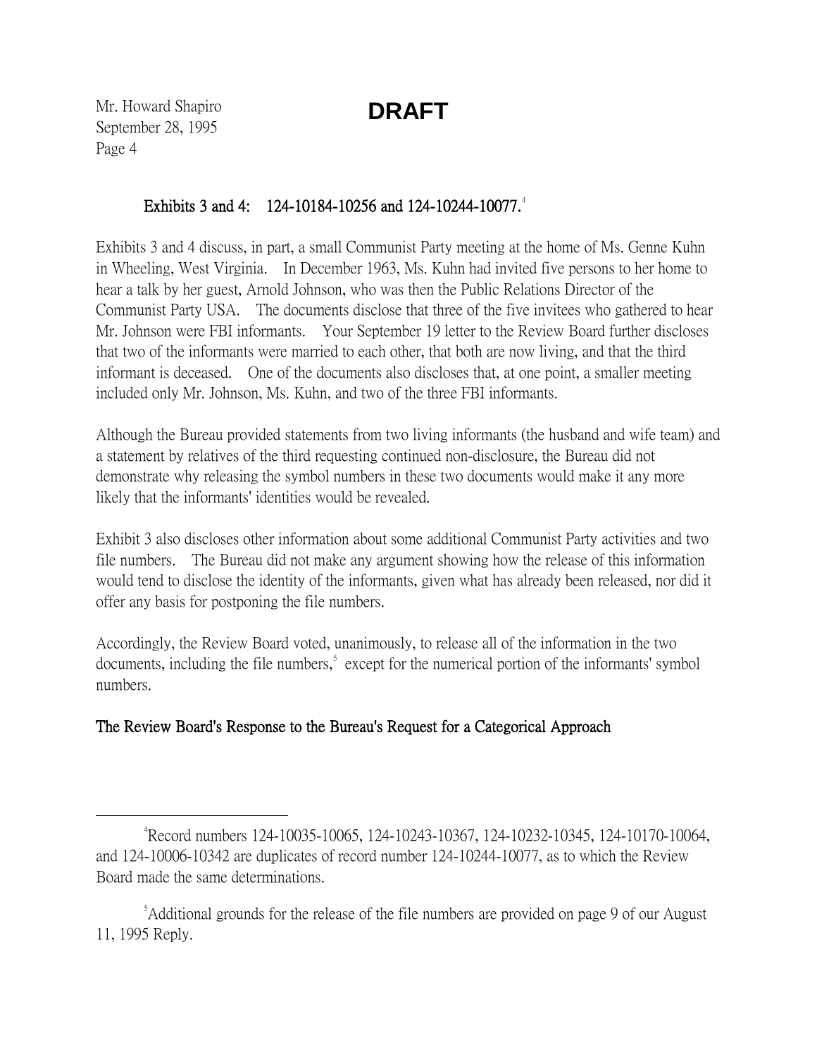**DRAFT**

**Exhibits 3 and 4: 124-10184-10256 and 124-10244-10077.**[4]

Exhibits 3 and 4 discuss, in part, a small Communist Party meeting at the home of Ms. Genne Kuhn in Wheeling, West Virginia. In December 1963, Ms. Kuhn had invited five persons to her home to hear a talk by her guest, Arnold Johnson, who was then the Public Relations Director of the Communist Party USA. The documents disclose that three of the five invitees who gathered to hear Mr. Johnson were FBI informants. Your September 19 letter to the Review Board further discloses that two of the informants were married to each other, that both are now living, and that the third informant is deceased. One of the documents also discloses that, at one point, a smaller meeting included only Mr. Johnson, Ms. Kuhn, and two of the three FBI informants.

Although the Bureau provided statements from two living informants (the husband and wife team) and a statement by relatives of the third requesting continued non-disclosure, the Bureau did not demonstrate why releasing the symbol numbers in these two documents would make it any more likely that the informants' identities would be revealed.

Exhibit 3 also discloses other information about some additional Communist Party activities and two file numbers. The Bureau did not make any argument showing how the release of this information would tend to disclose the identity of the informants, given what has already been released, nor did it offer any basis for postponing the file numbers.

Accordingly, the Review Board voted, unanimously, to release all of the information in the two documents, including the file numbers,[5] except for the numerical portion of the informants' symbol numbers.

**The Review Board's Response to the Bureau's Request for a Categorical Approach**

---

[4] Record numbers 124-10035-10065, 124-10243-10367, 124-10232-10345, 124-10170-10064, and 124-10006-10342 are duplicates of record number 124-10244-10077, as to which the Review Board made the same determinations.

[5] Additional grounds for the release of the file numbers are provided on page 9 of our August 11, 1995 Reply.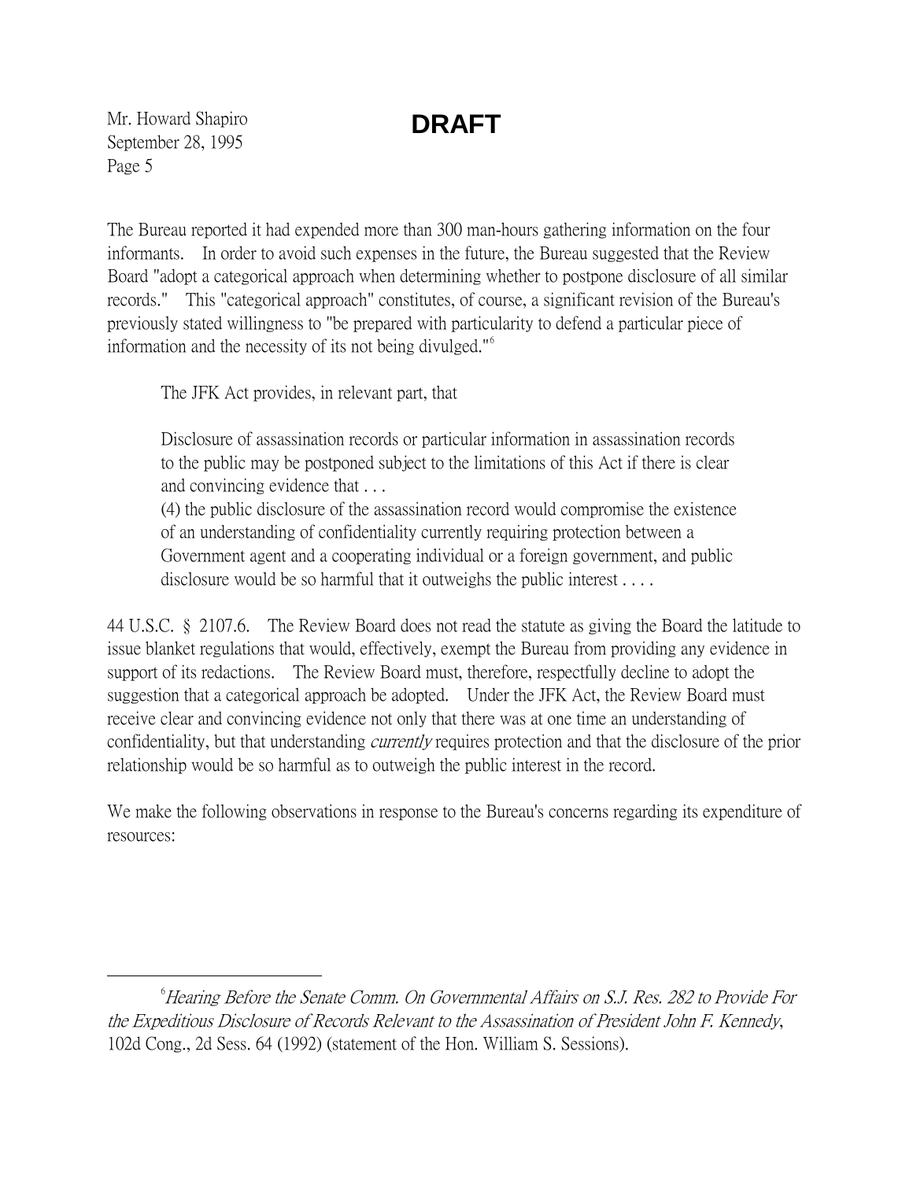**DRAFT**

The Bureau reported it had expended more than 300 man-hours gathering information on the four informants. In order to avoid such expenses in the future, the Bureau suggested that the Review Board "adopt a categorical approach when determining whether to postpone disclosure of all similar records." This "categorical approach" constitutes, of course, a significant revision of the Bureau's previously stated willingness to "be prepared with particularity to defend a particular piece of information and the necessity of its not being divulged."[6]

The JFK Act provides, in relevant part, that

> Disclosure of assassination records or particular information in assassination records to the public may be postponed subject to the limitations of this Act if there is clear and convincing evidence that . . .
> (4) the public disclosure of the assassination record would compromise the existence of an understanding of confidentiality currently requiring protection between a Government agent and a cooperating individual or a foreign government, and public disclosure would be so harmful that it outweighs the public interest . . . .

44 U.S.C. § 2107.6. The Review Board does not read the statute as giving the Board the latitude to issue blanket regulations that would, effectively, exempt the Bureau from providing any evidence in support of its redactions. The Review Board must, therefore, respectfully decline to adopt the suggestion that a categorical approach be adopted. Under the JFK Act, the Review Board must receive clear and convincing evidence not only that there was at one time an understanding of confidentiality, but that understanding *currently* requires protection and that the disclosure of the prior relationship would be so harmful as to outweigh the public interest in the record.

We make the following observations in response to the Bureau's concerns regarding its expenditure of resources:

---

[6] *Hearing Before the Senate Comm. On Governmental Affairs on S.J. Res. 282 to Provide For the Expeditious Disclosure of Records Relevant to the Assassination of President John F. Kennedy*, 102d Cong., 2d Sess. 64 (1992) (statement of the Hon. William S. Sessions).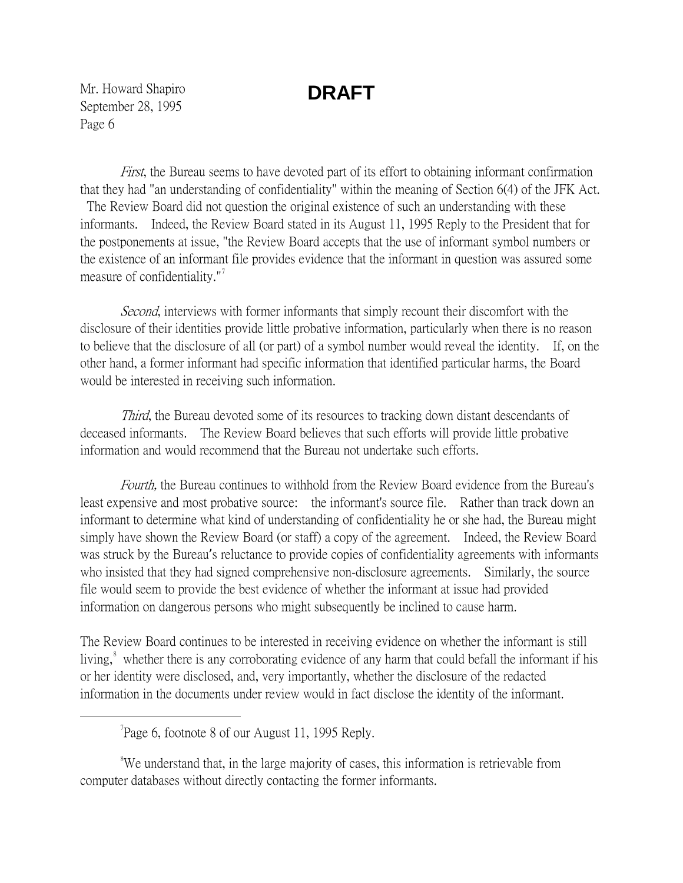**DRAFT**

*First*, the Bureau seems to have devoted part of its effort to obtaining informant confirmation that they had "an understanding of confidentiality" within the meaning of Section 6(4) of the JFK Act. The Review Board did not question the original existence of such an understanding with these informants. Indeed, the Review Board stated in its August 11, 1995 Reply to the President that for the postponements at issue, "the Review Board accepts that the use of informant symbol numbers or the existence of an informant file provides evidence that the informant in question was assured some measure of confidentiality."[7]

*Second*, interviews with former informants that simply recount their discomfort with the disclosure of their identities provide little probative information, particularly when there is no reason to believe that the disclosure of all (or part) of a symbol number would reveal the identity. If, on the other hand, a former informant had specific information that identified particular harms, the Board would be interested in receiving such information.

*Third*, the Bureau devoted some of its resources to tracking down distant descendants of deceased informants. The Review Board believes that such efforts will provide little probative information and would recommend that the Bureau not undertake such efforts.

*Fourth,* the Bureau continues to withhold from the Review Board evidence from the Bureau's least expensive and most probative source: the informant's source file. Rather than track down an informant to determine what kind of understanding of confidentiality he or she had, the Bureau might simply have shown the Review Board (or staff) a copy of the agreement. Indeed, the Review Board was struck by the Bureau's reluctance to provide copies of confidentiality agreements with informants who insisted that they had signed comprehensive non-disclosure agreements. Similarly, the source file would seem to provide the best evidence of whether the informant at issue had provided information on dangerous persons who might subsequently be inclined to cause harm.

The Review Board continues to be interested in receiving evidence on whether the informant is still living,[8] whether there is any corroborating evidence of any harm that could befall the informant if his or her identity were disclosed, and, very importantly, whether the disclosure of the redacted information in the documents under review would in fact disclose the identity of the informant.

---

[7]Page 6, footnote 8 of our August 11, 1995 Reply.

[8]We understand that, in the large majority of cases, this information is retrievable from computer databases without directly contacting the former informants.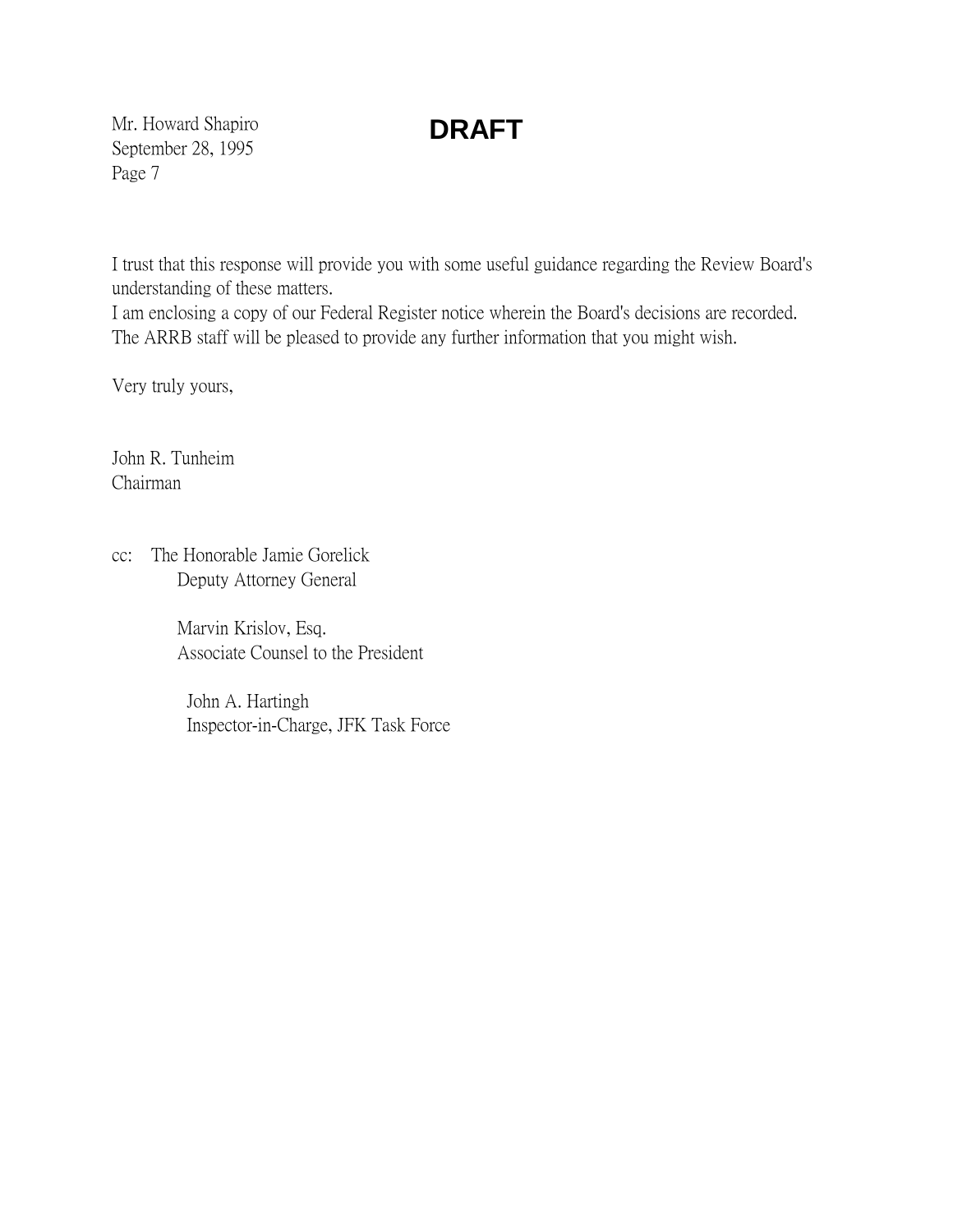**DRAFT**

I trust that this response will provide you with some useful guidance regarding the Review Board's understanding of these matters.
I am enclosing a copy of our Federal Register notice wherein the Board's decisions are recorded. The ARRB staff will be pleased to provide any further information that you might wish.

Very truly yours,

John R. Tunheim
Chairman

cc: The Honorable Jamie Gorelick
Deputy Attorney General

Marvin Krislov, Esq.
Associate Counsel to the President

John A. Hartingh
Inspector-in-Charge, JFK Task Force